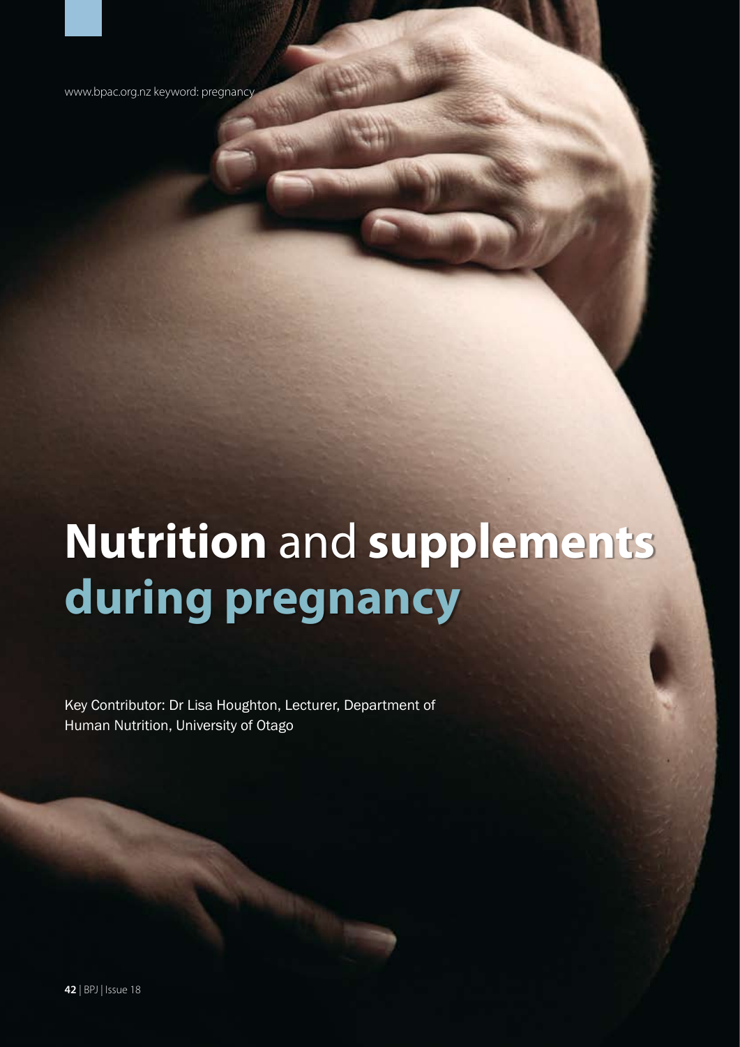www.bpac.org.nz keyword: pregnancy

# Nutrition and supplements during pregnancy

Key Contributor: Dr Lisa Houghton, Lecturer, Department of Human Nutrition, University of Otago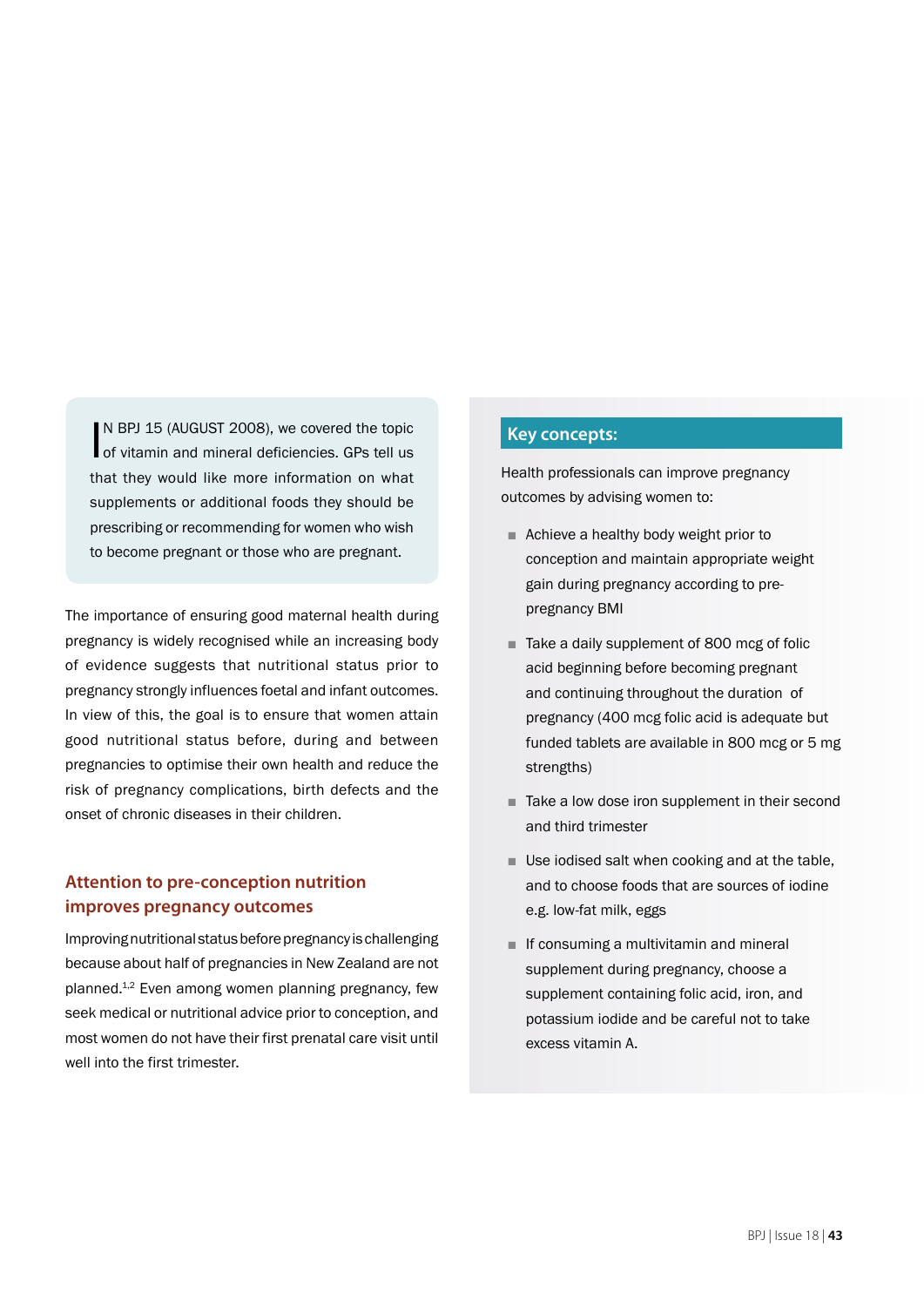IN BPJ 15 (AUGUST 2008), we covered the topic of vitamin and mineral deficiencies. GPs tell us that they would like more information on what supplements or additional foods they should be prescribing or recommending for women who wish to become pregnant or those who are pregnant.

The importance of ensuring good maternal health during pregnancy is widely recognised while an increasing body of evidence suggests that nutritional status prior to pregnancy strongly influences foetal and infant outcomes. In view of this, the goal is to ensure that women attain good nutritional status before, during and between pregnancies to optimise their own health and reduce the risk of pregnancy complications, birth defects and the onset of chronic diseases in their children.

## Attention to pre-conception nutrition improves pregnancy outcomes

Improving nutritional status before pregnancy is challenging because about half of pregnancies in New Zealand are not planned.[1,2] Even among women planning pregnancy, few seek medical or nutritional advice prior to conception, and most women do not have their first prenatal care visit until well into the first trimester.

## Key concepts:

Health professionals can improve pregnancy outcomes by advising women to:

- Achieve a healthy body weight prior to conception and maintain appropriate weight gain during pregnancy according to pre-pregnancy BMI
- Take a daily supplement of 800 mcg of folic acid beginning before becoming pregnant and continuing throughout the duration of pregnancy (400 mcg folic acid is adequate but funded tablets are available in 800 mcg or 5 mg strengths)
- Take a low dose iron supplement in their second and third trimester
- Use iodised salt when cooking and at the table, and to choose foods that are sources of iodine e.g. low-fat milk, eggs
- If consuming a multivitamin and mineral supplement during pregnancy, choose a supplement containing folic acid, iron, and potassium iodide and be careful not to take excess vitamin A.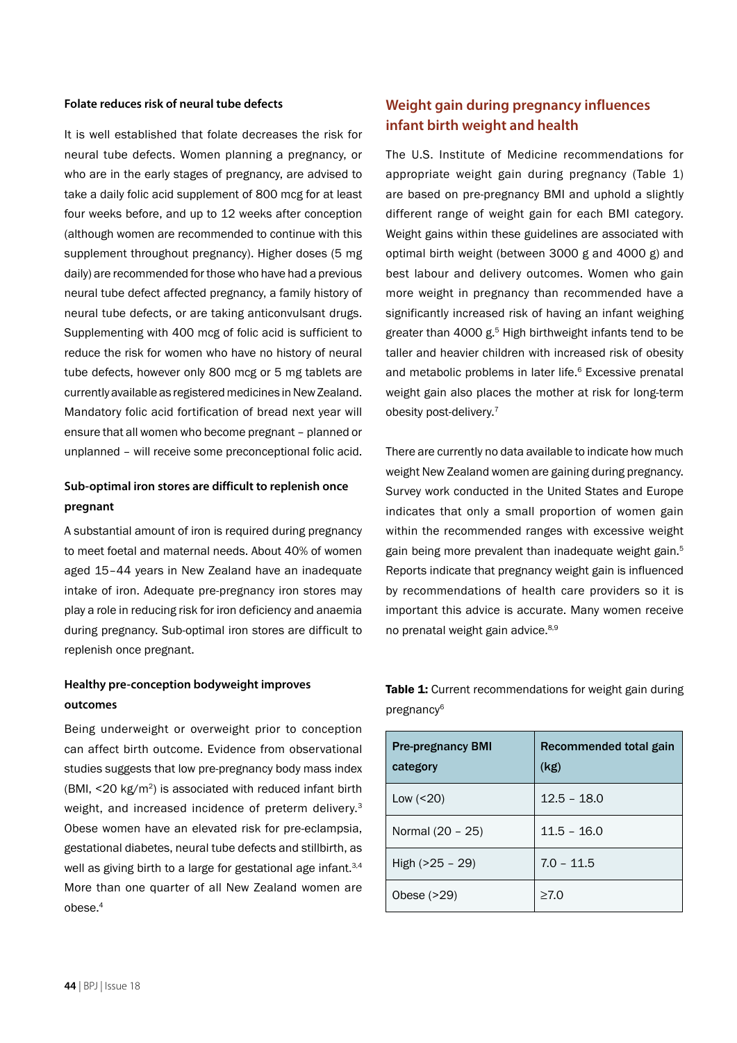### Folate reduces risk of neural tube defects

It is well established that folate decreases the risk for neural tube defects. Women planning a pregnancy, or who are in the early stages of pregnancy, are advised to take a daily folic acid supplement of 800 mcg for at least four weeks before, and up to 12 weeks after conception (although women are recommended to continue with this supplement throughout pregnancy). Higher doses (5 mg daily) are recommended for those who have had a previous neural tube defect affected pregnancy, a family history of neural tube defects, or are taking anticonvulsant drugs. Supplementing with 400 mcg of folic acid is sufficient to reduce the risk for women who have no history of neural tube defects, however only 800 mcg or 5 mg tablets are currently available as registered medicines in New Zealand. Mandatory folic acid fortification of bread next year will ensure that all women who become pregnant – planned or unplanned – will receive some preconceptional folic acid.

### Sub-optimal iron stores are difficult to replenish once pregnant

A substantial amount of iron is required during pregnancy to meet foetal and maternal needs. About 40% of women aged 15–44 years in New Zealand have an inadequate intake of iron. Adequate pre-pregnancy iron stores may play a role in reducing risk for iron deficiency and anaemia during pregnancy. Sub-optimal iron stores are difficult to replenish once pregnant.

### Healthy pre-conception bodyweight improves outcomes

Being underweight or overweight prior to conception can affect birth outcome. Evidence from observational studies suggests that low pre-pregnancy body mass index (BMI, <20 kg/m$^2$) is associated with reduced infant birth weight, and increased incidence of preterm delivery.[3] Obese women have an elevated risk for pre-eclampsia, gestational diabetes, neural tube defects and stillbirth, as well as giving birth to a large for gestational age infant.[3,4] More than one quarter of all New Zealand women are obese.[4]

## Weight gain during pregnancy influences infant birth weight and health

The U.S. Institute of Medicine recommendations for appropriate weight gain during pregnancy (Table 1) are based on pre-pregnancy BMI and uphold a slightly different range of weight gain for each BMI category. Weight gains within these guidelines are associated with optimal birth weight (between 3000 g and 4000 g) and best labour and delivery outcomes. Women who gain more weight in pregnancy than recommended have a significantly increased risk of having an infant weighing greater than 4000 g.[5] High birthweight infants tend to be taller and heavier children with increased risk of obesity and metabolic problems in later life.[6] Excessive prenatal weight gain also places the mother at risk for long-term obesity post-delivery.[7]

There are currently no data available to indicate how much weight New Zealand women are gaining during pregnancy. Survey work conducted in the United States and Europe indicates that only a small proportion of women gain within the recommended ranges with excessive weight gain being more prevalent than inadequate weight gain.[5] Reports indicate that pregnancy weight gain is influenced by recommendations of health care providers so it is important this advice is accurate. Many women receive no prenatal weight gain advice.[8,9]

**Table 1:** Current recommendations for weight gain during pregnancy[6]

| Pre-pregnancy BMI category | Recommended total gain (kg) |
|---|---|
| Low (<20) | 12.5 – 18.0 |
| Normal (20 – 25) | 11.5 – 16.0 |
| High (>25 – 29) | 7.0 – 11.5 |
| Obese (>29) | ≥7.0 |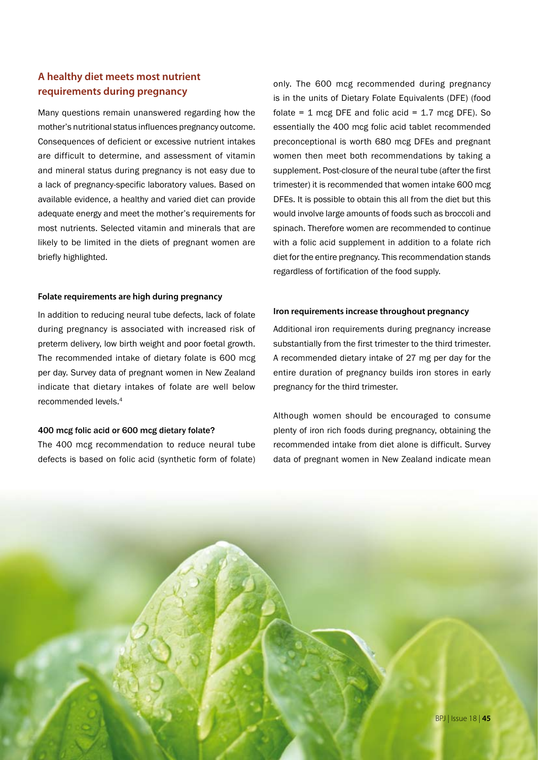## A healthy diet meets most nutrient requirements during pregnancy

Many questions remain unanswered regarding how the mother's nutritional status influences pregnancy outcome. Consequences of deficient or excessive nutrient intakes are difficult to determine, and assessment of vitamin and mineral status during pregnancy is not easy due to a lack of pregnancy-specific laboratory values. Based on available evidence, a healthy and varied diet can provide adequate energy and meet the mother's requirements for most nutrients. Selected vitamin and minerals that are likely to be limited in the diets of pregnant women are briefly highlighted.

### Folate requirements are high during pregnancy

In addition to reducing neural tube defects, lack of folate during pregnancy is associated with increased risk of preterm delivery, low birth weight and poor foetal growth. The recommended intake of dietary folate is 600 mcg per day. Survey data of pregnant women in New Zealand indicate that dietary intakes of folate are well below recommended levels.[4]

#### 400 mcg folic acid or 600 mcg dietary folate?

The 400 mcg recommendation to reduce neural tube defects is based on folic acid (synthetic form of folate) only. The 600 mcg recommended during pregnancy is in the units of Dietary Folate Equivalents (DFE) (food folate = 1 mcg DFE and folic acid = 1.7 mcg DFE). So essentially the 400 mcg folic acid tablet recommended preconceptional is worth 680 mcg DFEs and pregnant women then meet both recommendations by taking a supplement. Post-closure of the neural tube (after the first trimester) it is recommended that women intake 600 mcg DFEs. It is possible to obtain this all from the diet but this would involve large amounts of foods such as broccoli and spinach. Therefore women are recommended to continue with a folic acid supplement in addition to a folate rich diet for the entire pregnancy. This recommendation stands regardless of fortification of the food supply.

### Iron requirements increase throughout pregnancy

Additional iron requirements during pregnancy increase substantially from the first trimester to the third trimester. A recommended dietary intake of 27 mg per day for the entire duration of pregnancy builds iron stores in early pregnancy for the third trimester.

Although women should be encouraged to consume plenty of iron rich foods during pregnancy, obtaining the recommended intake from diet alone is difficult. Survey data of pregnant women in New Zealand indicate mean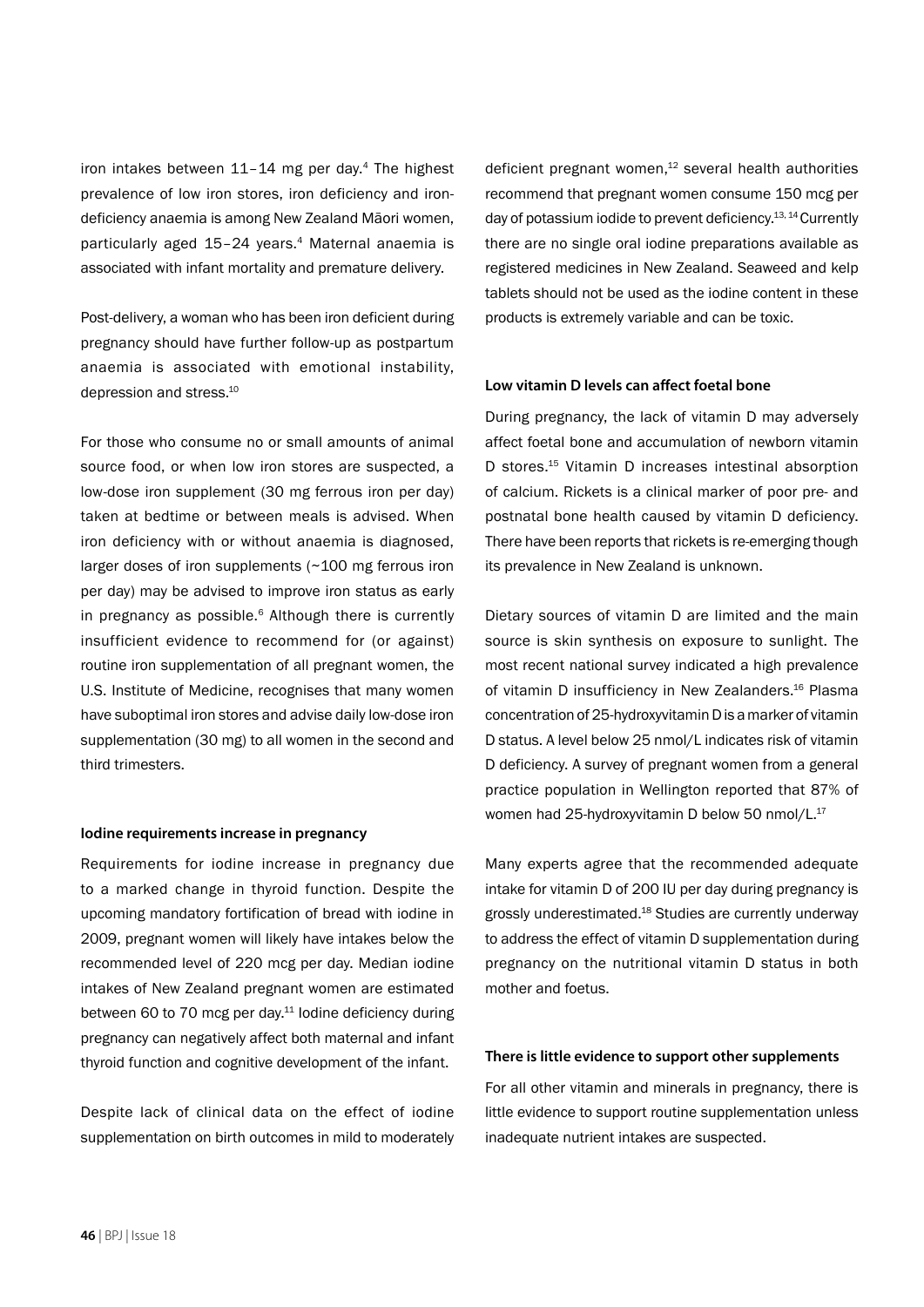iron intakes between 11–14 mg per day.[4] The highest prevalence of low iron stores, iron deficiency and iron-deficiency anaemia is among New Zealand Māori women, particularly aged 15–24 years.[4] Maternal anaemia is associated with infant mortality and premature delivery.

Post-delivery, a woman who has been iron deficient during pregnancy should have further follow-up as postpartum anaemia is associated with emotional instability, depression and stress.[10]

For those who consume no or small amounts of animal source food, or when low iron stores are suspected, a low-dose iron supplement (30 mg ferrous iron per day) taken at bedtime or between meals is advised. When iron deficiency with or without anaemia is diagnosed, larger doses of iron supplements (~100 mg ferrous iron per day) may be advised to improve iron status as early in pregnancy as possible.[6] Although there is currently insufficient evidence to recommend for (or against) routine iron supplementation of all pregnant women, the U.S. Institute of Medicine, recognises that many women have suboptimal iron stores and advise daily low-dose iron supplementation (30 mg) to all women in the second and third trimesters.

### Iodine requirements increase in pregnancy

Requirements for iodine increase in pregnancy due to a marked change in thyroid function. Despite the upcoming mandatory fortification of bread with iodine in 2009, pregnant women will likely have intakes below the recommended level of 220 mcg per day. Median iodine intakes of New Zealand pregnant women are estimated between 60 to 70 mcg per day.[11] Iodine deficiency during pregnancy can negatively affect both maternal and infant thyroid function and cognitive development of the infant.

Despite lack of clinical data on the effect of iodine supplementation on birth outcomes in mild to moderately deficient pregnant women,[12] several health authorities recommend that pregnant women consume 150 mcg per day of potassium iodide to prevent deficiency.[13, 14] Currently there are no single oral iodine preparations available as registered medicines in New Zealand. Seaweed and kelp tablets should not be used as the iodine content in these products is extremely variable and can be toxic.

### Low vitamin D levels can affect foetal bone

During pregnancy, the lack of vitamin D may adversely affect foetal bone and accumulation of newborn vitamin D stores.[15] Vitamin D increases intestinal absorption of calcium. Rickets is a clinical marker of poor pre- and postnatal bone health caused by vitamin D deficiency. There have been reports that rickets is re-emerging though its prevalence in New Zealand is unknown.

Dietary sources of vitamin D are limited and the main source is skin synthesis on exposure to sunlight. The most recent national survey indicated a high prevalence of vitamin D insufficiency in New Zealanders.[16] Plasma concentration of 25-hydroxyvitamin D is a marker of vitamin D status. A level below 25 nmol/L indicates risk of vitamin D deficiency. A survey of pregnant women from a general practice population in Wellington reported that 87% of women had 25-hydroxyvitamin D below 50 nmol/L.[17]

Many experts agree that the recommended adequate intake for vitamin D of 200 IU per day during pregnancy is grossly underestimated.[18] Studies are currently underway to address the effect of vitamin D supplementation during pregnancy on the nutritional vitamin D status in both mother and foetus.

### There is little evidence to support other supplements

For all other vitamin and minerals in pregnancy, there is little evidence to support routine supplementation unless inadequate nutrient intakes are suspected.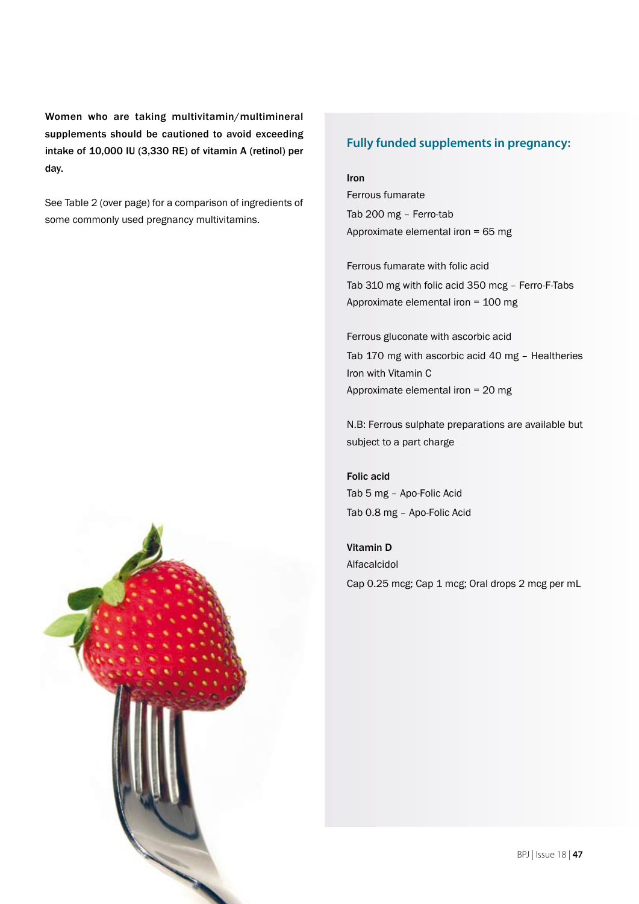**Women who are taking multivitamin/multimineral supplements should be cautioned to avoid exceeding intake of 10,000 IU (3,330 RE) of vitamin A (retinol) per day.**

See Table 2 (over page) for a comparison of ingredients of some commonly used pregnancy multivitamins.

## Fully funded supplements in pregnancy:

**Iron**

Ferrous fumarate

Tab 200 mg – Ferro-tab

Approximate elemental iron = 65 mg

Ferrous fumarate with folic acid

Tab 310 mg with folic acid 350 mcg – Ferro-F-Tabs

Approximate elemental iron = 100 mg

Ferrous gluconate with ascorbic acid

Tab 170 mg with ascorbic acid 40 mg – Healtheries Iron with Vitamin C

Approximate elemental iron = 20 mg

N.B: Ferrous sulphate preparations are available but subject to a part charge

**Folic acid**

Tab 5 mg – Apo-Folic Acid

Tab 0.8 mg – Apo-Folic Acid

**Vitamin D**

Alfacalcidol

Cap 0.25 mcg; Cap 1 mcg; Oral drops 2 mcg per mL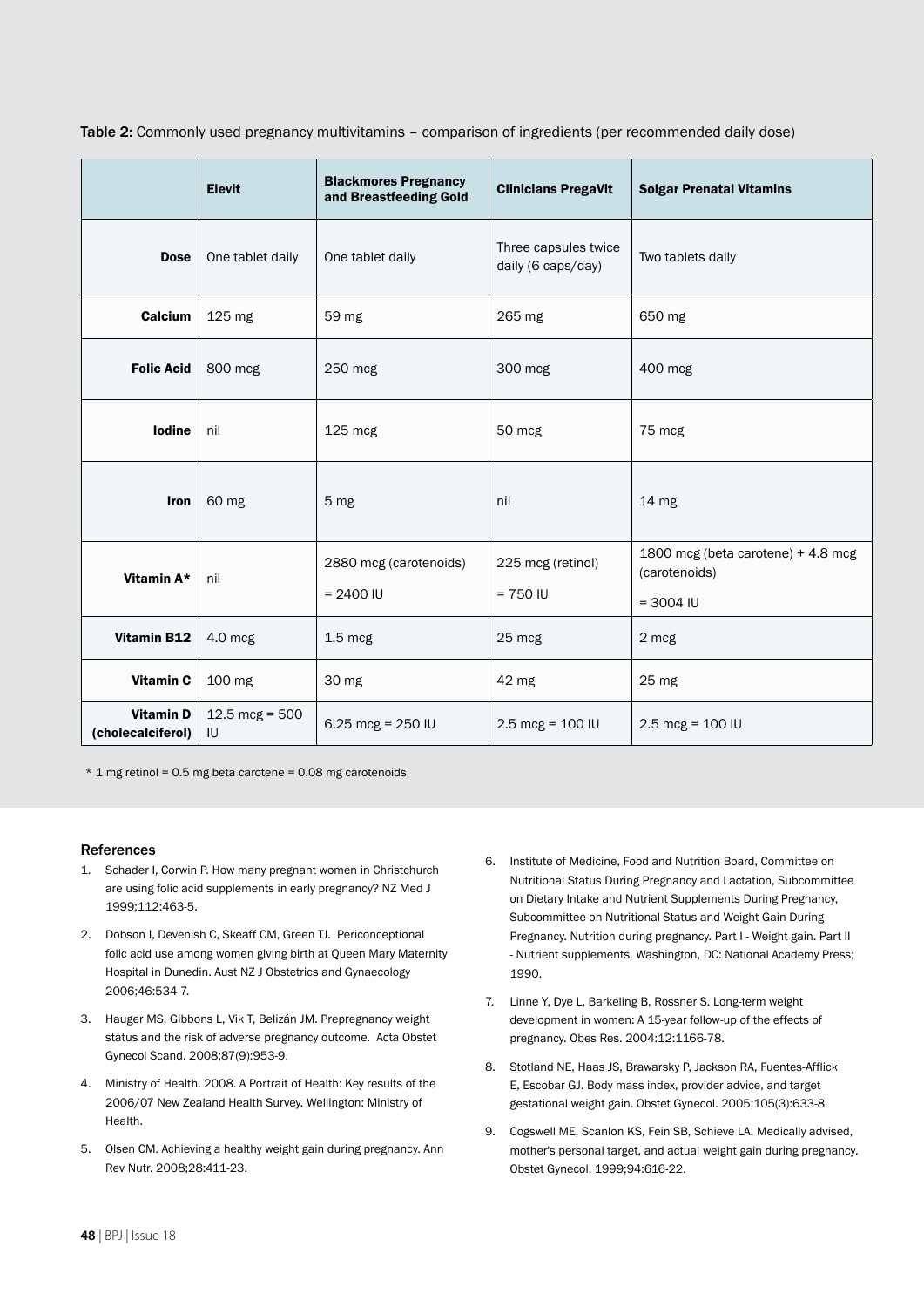**Table 2:** Commonly used pregnancy multivitamins – comparison of ingredients (per recommended daily dose)

| | Elevit | Blackmores Pregnancy and Breastfeeding Gold | Clinicians PregaVit | Solgar Prenatal Vitamins |
|---|---|---|---|---|
| **Dose** | One tablet daily | One tablet daily | Three capsules twice daily (6 caps/day) | Two tablets daily |
| **Calcium** | 125 mg | 59 mg | 265 mg | 650 mg |
| **Folic Acid** | 800 mcg | 250 mcg | 300 mcg | 400 mcg |
| **Iodine** | nil | 125 mcg | 50 mcg | 75 mcg |
| **Iron** | 60 mg | 5 mg | nil | 14 mg |
| **Vitamin A*** | nil | 2880 mcg (carotenoids) = 2400 IU | 225 mcg (retinol) = 750 IU | 1800 mcg (beta carotene) + 4.8 mcg (carotenoids) = 3004 IU |
| **Vitamin B12** | 4.0 mcg | 1.5 mcg | 25 mcg | 2 mcg |
| **Vitamin C** | 100 mg | 30 mg | 42 mg | 25 mg |
| **Vitamin D (cholecalciferol)** | 12.5 mcg = 500 IU | 6.25 mcg = 250 IU | 2.5 mcg = 100 IU | 2.5 mcg = 100 IU |

\* 1 mg retinol = 0.5 mg beta carotene = 0.08 mg carotenoids

## References

1. Schader I, Corwin P. How many pregnant women in Christchurch are using folic acid supplements in early pregnancy? NZ Med J 1999;112:463-5.
2. Dobson I, Devenish C, Skeaff CM, Green TJ. Periconceptional folic acid use among women giving birth at Queen Mary Maternity Hospital in Dunedin. Aust NZ J Obstetrics and Gynaecology 2006;46:534-7.
3. Hauger MS, Gibbons L, Vik T, Belizán JM. Prepregnancy weight status and the risk of adverse pregnancy outcome. Acta Obstet Gynecol Scand. 2008;87(9):953-9.
4. Ministry of Health. 2008. A Portrait of Health: Key results of the 2006/07 New Zealand Health Survey. Wellington: Ministry of Health.
5. Olsen CM. Achieving a healthy weight gain during pregnancy. Ann Rev Nutr. 2008;28:411-23.
6. Institute of Medicine, Food and Nutrition Board, Committee on Nutritional Status During Pregnancy and Lactation, Subcommittee on Dietary Intake and Nutrient Supplements During Pregnancy, Subcommittee on Nutritional Status and Weight Gain During Pregnancy. Nutrition during pregnancy. Part I - Weight gain. Part II - Nutrient supplements. Washington, DC: National Academy Press; 1990.
7. Linne Y, Dye L, Barkeling B, Rossner S. Long-term weight development in women: A 15-year follow-up of the effects of pregnancy. Obes Res. 2004:12:1166-78.
8. Stotland NE, Haas JS, Brawarsky P, Jackson RA, Fuentes-Afflick E, Escobar GJ. Body mass index, provider advice, and target gestational weight gain. Obstet Gynecol. 2005;105(3):633-8.
9. Cogswell ME, Scanlon KS, Fein SB, Schieve LA. Medically advised, mother's personal target, and actual weight gain during pregnancy. Obstet Gynecol. 1999;94:616-22.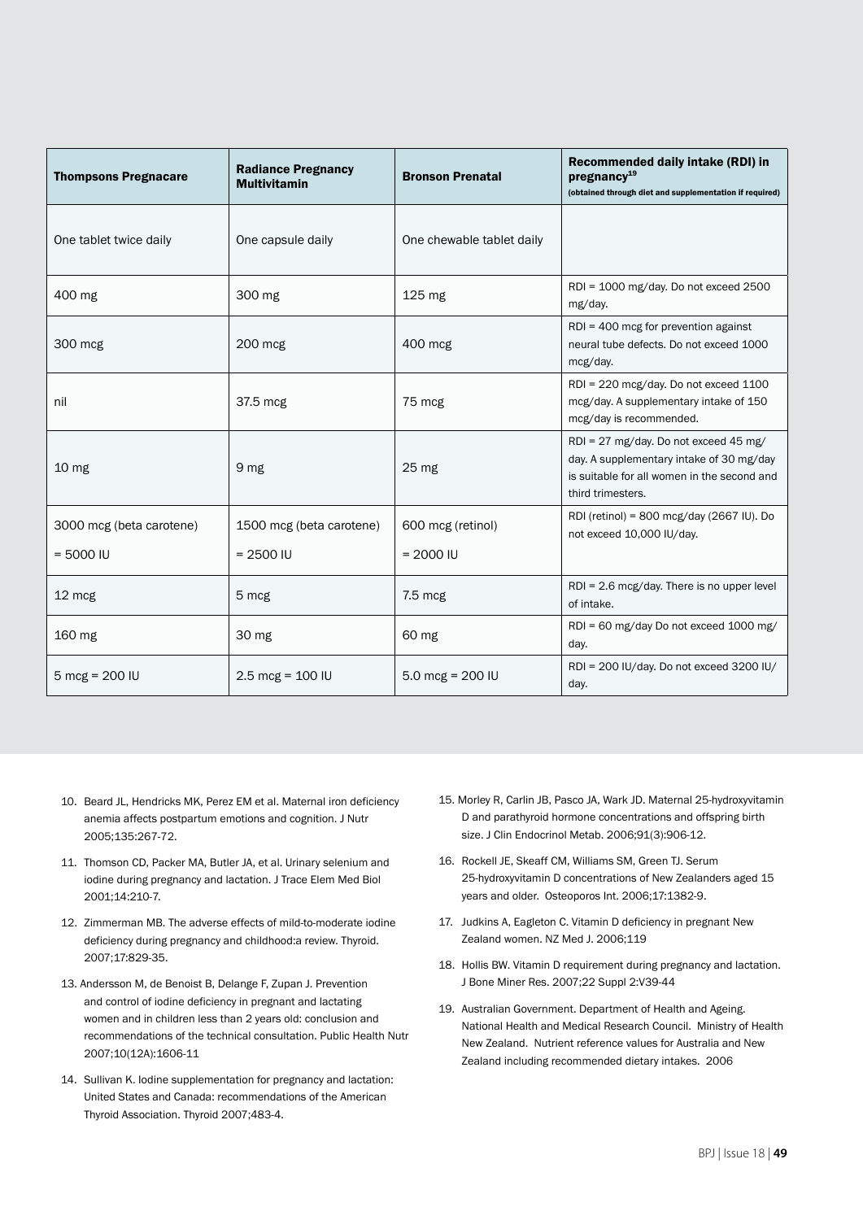| Thompsons Pregnacare | Radiance Pregnancy Multivitamin | Bronson Prenatal | Recommended daily intake (RDI) in pregnancy[19] (obtained through diet and supplementation if required) |
|---|---|---|---|
| One tablet twice daily | One capsule daily | One chewable tablet daily | |
| 400 mg | 300 mg | 125 mg | RDI = 1000 mg/day. Do not exceed 2500 mg/day. |
| 300 mcg | 200 mcg | 400 mcg | RDI = 400 mcg for prevention against neural tube defects. Do not exceed 1000 mcg/day. |
| nil | 37.5 mcg | 75 mcg | RDI = 220 mcg/day. Do not exceed 1100 mcg/day. A supplementary intake of 150 mcg/day is recommended. |
| 10 mg | 9 mg | 25 mg | RDI = 27 mg/day. Do not exceed 45 mg/day. A supplementary intake of 30 mg/day is suitable for all women in the second and third trimesters. |
| 3000 mcg (beta carotene) = 5000 IU | 1500 mcg (beta carotene) = 2500 IU | 600 mcg (retinol) = 2000 IU | RDI (retinol) = 800 mcg/day (2667 IU). Do not exceed 10,000 IU/day. |
| 12 mcg | 5 mcg | 7.5 mcg | RDI = 2.6 mcg/day. There is no upper level of intake. |
| 160 mg | 30 mg | 60 mg | RDI = 60 mg/day Do not exceed 1000 mg/day. |
| 5 mcg = 200 IU | 2.5 mcg = 100 IU | 5.0 mcg = 200 IU | RDI = 200 IU/day. Do not exceed 3200 IU/day. |

10. Beard JL, Hendricks MK, Perez EM et al. Maternal iron deficiency anemia affects postpartum emotions and cognition. J Nutr 2005;135:267-72.
11. Thomson CD, Packer MA, Butler JA, et al. Urinary selenium and iodine during pregnancy and lactation. J Trace Elem Med Biol 2001;14:210-7.
12. Zimmerman MB. The adverse effects of mild-to-moderate iodine deficiency during pregnancy and childhood:a review. Thyroid. 2007;17:829-35.
13. Andersson M, de Benoist B, Delange F, Zupan J. Prevention and control of iodine deficiency in pregnant and lactating women and in children less than 2 years old: conclusion and recommendations of the technical consultation. Public Health Nutr 2007;10(12A):1606-11
14. Sullivan K. Iodine supplementation for pregnancy and lactation: United States and Canada: recommendations of the American Thyroid Association. Thyroid 2007;483-4.
15. Morley R, Carlin JB, Pasco JA, Wark JD. Maternal 25-hydroxyvitamin D and parathyroid hormone concentrations and offspring birth size. J Clin Endocrinol Metab. 2006;91(3):906-12.
16. Rockell JE, Skeaff CM, Williams SM, Green TJ. Serum 25-hydroxyvitamin D concentrations of New Zealanders aged 15 years and older. Osteoporos Int. 2006;17:1382-9.
17. Judkins A, Eagleton C. Vitamin D deficiency in pregnant New Zealand women. NZ Med J. 2006;119
18. Hollis BW. Vitamin D requirement during pregnancy and lactation. J Bone Miner Res. 2007;22 Suppl 2:V39-44
19. Australian Government. Department of Health and Ageing. National Health and Medical Research Council. Ministry of Health New Zealand. Nutrient reference values for Australia and New Zealand including recommended dietary intakes. 2006